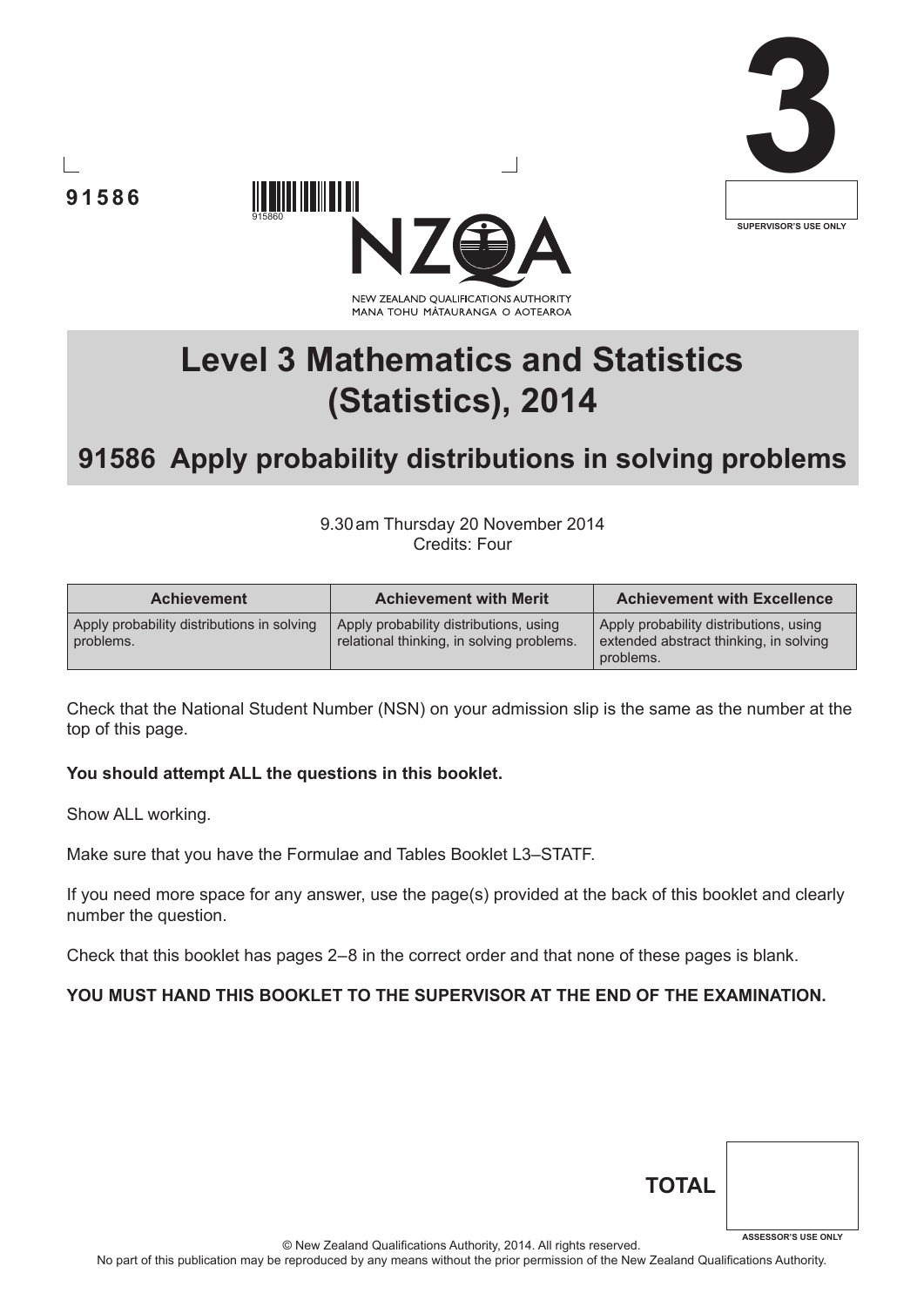91586

3

SUPERVISOR'S USE ONLY

NEW ZEALAND QUALIFICATIONS AUTHORITY
MANA TOHU MĀTAURANGA O AOTEAROA

# Level 3 Mathematics and Statistics (Statistics), 2014

## 91586 Apply probability distributions in solving problems

9.30 am Thursday 20 November 2014
Credits: Four

| Achievement | Achievement with Merit | Achievement with Excellence |
|---|---|---|
| Apply probability distributions in solving problems. | Apply probability distributions, using relational thinking, in solving problems. | Apply probability distributions, using extended abstract thinking, in solving problems. |

Check that the National Student Number (NSN) on your admission slip is the same as the number at the top of this page.

**You should attempt ALL the questions in this booklet.**

Show ALL working.

Make sure that you have the Formulae and Tables Booklet L3–STATF.

If you need more space for any answer, use the page(s) provided at the back of this booklet and clearly number the question.

Check that this booklet has pages 2–8 in the correct order and that none of these pages is blank.

**YOU MUST HAND THIS BOOKLET TO THE SUPERVISOR AT THE END OF THE EXAMINATION.**

**TOTAL**

ASSESSOR'S USE ONLY

© New Zealand Qualifications Authority, 2014. All rights reserved.
No part of this publication may be reproduced by any means without the prior permission of the New Zealand Qualifications Authority.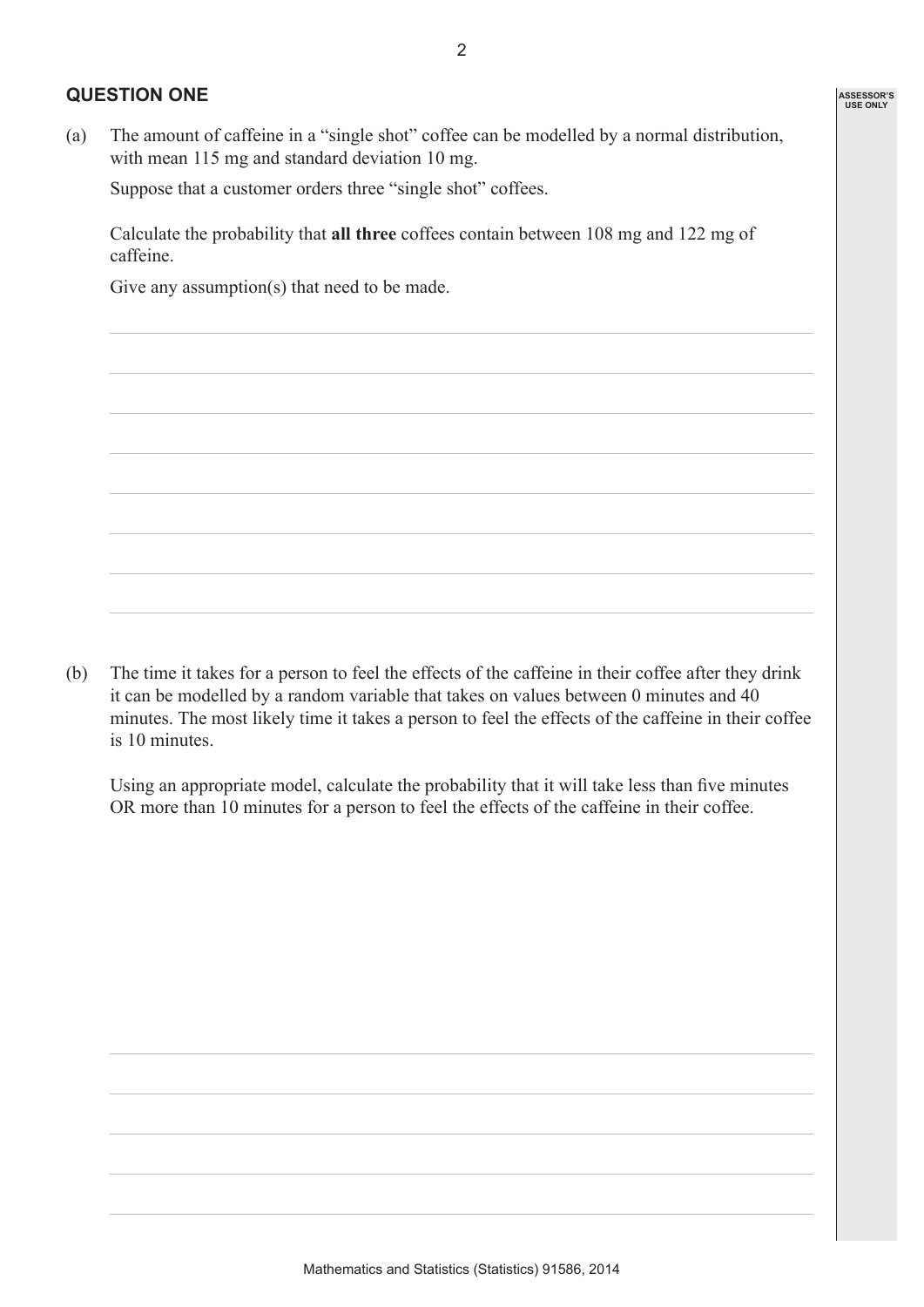## QUESTION ONE

(a) The amount of caffeine in a "single shot" coffee can be modelled by a normal distribution, with mean 115 mg and standard deviation 10 mg.

Suppose that a customer orders three "single shot" coffees.

Calculate the probability that **all three** coffees contain between 108 mg and 122 mg of caffeine.

Give any assumption(s) that need to be made.

(b) The time it takes for a person to feel the effects of the caffeine in their coffee after they drink it can be modelled by a random variable that takes on values between 0 minutes and 40 minutes. The most likely time it takes a person to feel the effects of the caffeine in their coffee is 10 minutes.

Using an appropriate model, calculate the probability that it will take less than five minutes OR more than 10 minutes for a person to feel the effects of the caffeine in their coffee.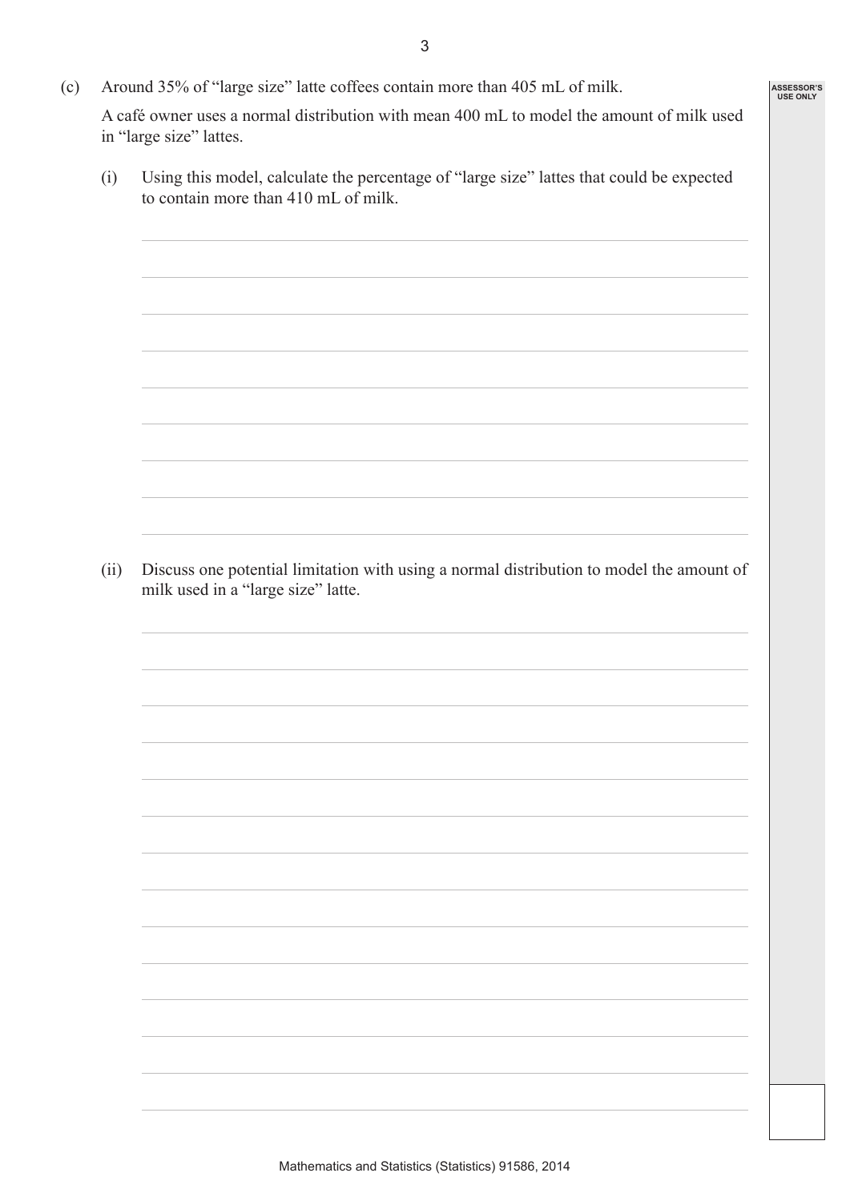(c) Around 35% of "large size" latte coffees contain more than 405 mL of milk.

A café owner uses a normal distribution with mean 400 mL to model the amount of milk used in "large size" lattes.

(i) Using this model, calculate the percentage of "large size" lattes that could be expected to contain more than 410 mL of milk.

(ii) Discuss one potential limitation with using a normal distribution to model the amount of milk used in a "large size" latte.

Mathematics and Statistics (Statistics) 91586, 2014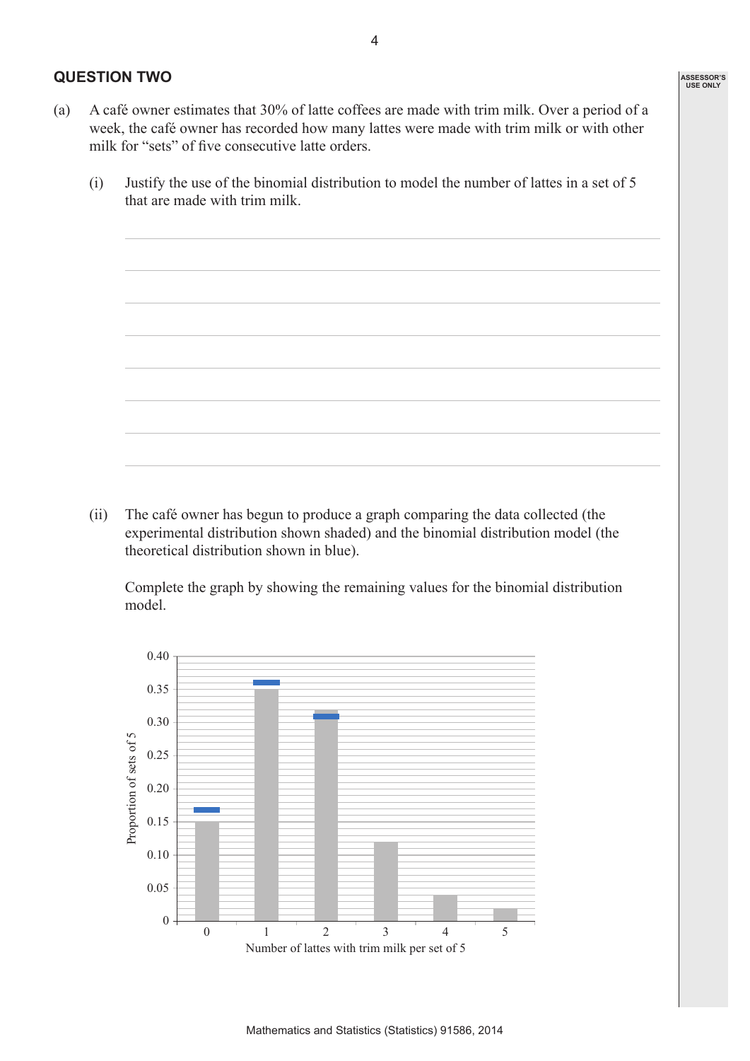## QUESTION TWO

(a) A café owner estimates that 30% of latte coffees are made with trim milk. Over a period of a week, the café owner has recorded how many lattes were made with trim milk or with other milk for "sets" of five consecutive latte orders.

(i) Justify the use of the binomial distribution to model the number of lattes in a set of 5 that are made with trim milk.

(ii) The café owner has begun to produce a graph comparing the data collected (the experimental distribution shown shaded) and the binomial distribution model (the theoretical distribution shown in blue).

Complete the graph by showing the remaining values for the binomial distribution model.

| Number of lattes with trim milk per set of 5 | 0 | 1 | 2 | 3 | 4 | 5 |
|---|---|---|---|---|---|---|
| Experimental proportion (shaded) | 0.15 | 0.35 | 0.32 | 0.12 | 0.04 | 0.02 |
| Binomial model (blue) | 0.17 | 0.36 | 0.31 | | | |

Vertical axis: Proportion of sets of 5 (0 to 0.40)

Horizontal axis: Number of lattes with trim milk per set of 5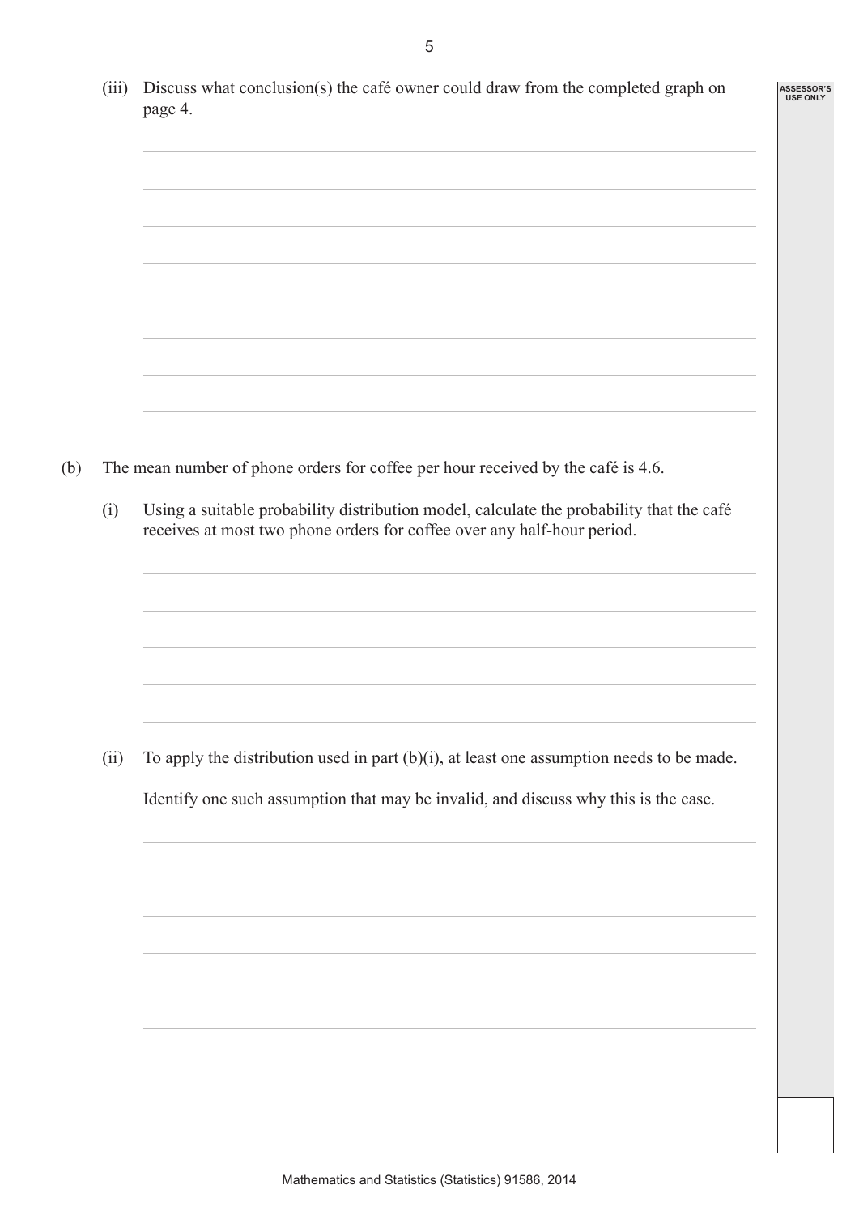(iii) Discuss what conclusion(s) the café owner could draw from the completed graph on page 4.

(b) The mean number of phone orders for coffee per hour received by the café is 4.6.

(i) Using a suitable probability distribution model, calculate the probability that the café receives at most two phone orders for coffee over any half-hour period.

(ii) To apply the distribution used in part (b)(i), at least one assumption needs to be made.

Identify one such assumption that may be invalid, and discuss why this is the case.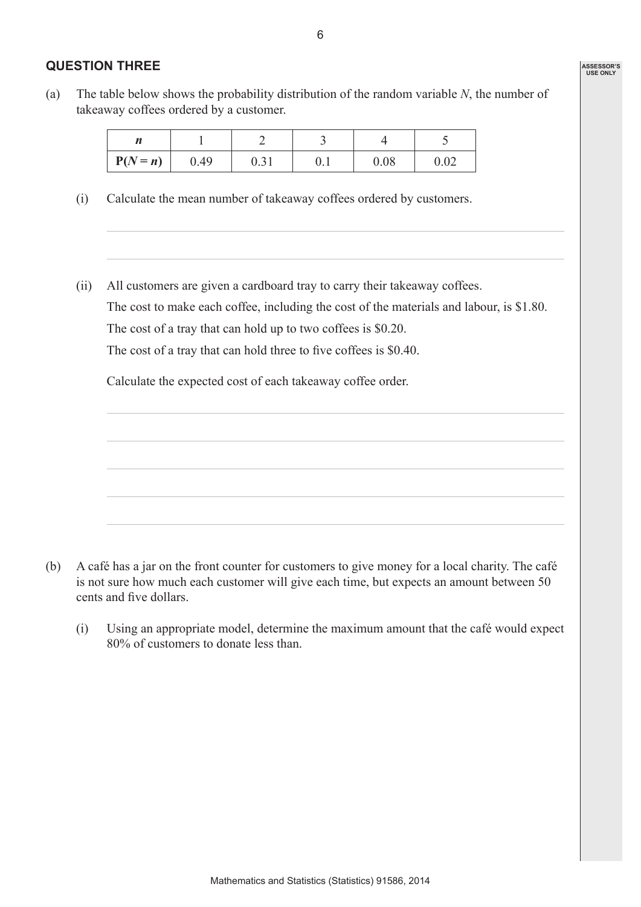## QUESTION THREE

(a) The table below shows the probability distribution of the random variable $N$, the number of takeaway coffees ordered by a customer.

| $n$ | 1 | 2 | 3 | 4 | 5 |
|---|---|---|---|---|---|
| $P(N = n)$ | 0.49 | 0.31 | 0.1 | 0.08 | 0.02 |

(i) Calculate the mean number of takeaway coffees ordered by customers.

(ii) All customers are given a cardboard tray to carry their takeaway coffees.

The cost to make each coffee, including the cost of the materials and labour, is \$1.80.

The cost of a tray that can hold up to two coffees is \$0.20.

The cost of a tray that can hold three to five coffees is \$0.40.

Calculate the expected cost of each takeaway coffee order.

(b) A café has a jar on the front counter for customers to give money for a local charity. The café is not sure how much each customer will give each time, but expects an amount between 50 cents and five dollars.

(i) Using an appropriate model, determine the maximum amount that the café would expect 80% of customers to donate less than.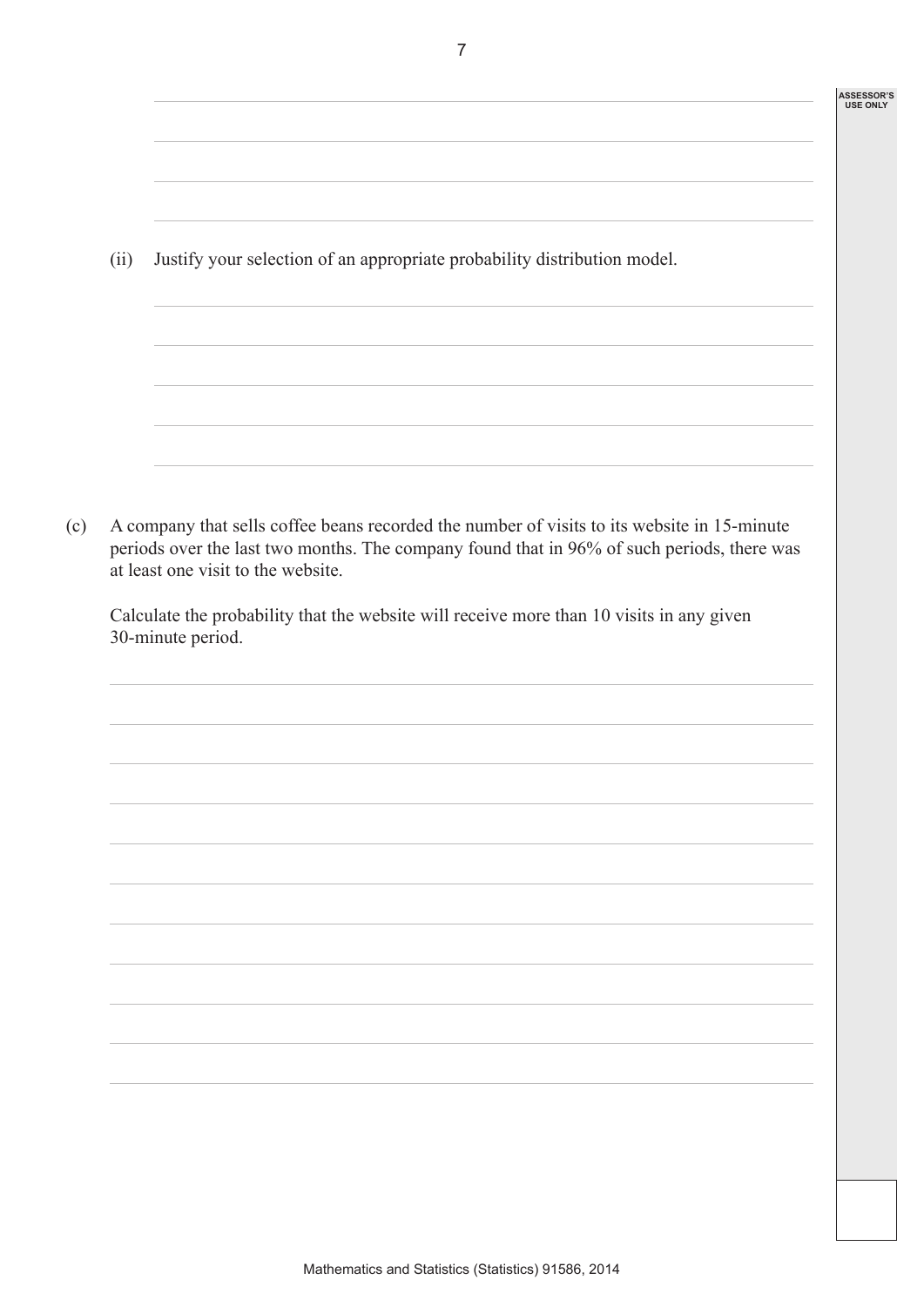(ii) Justify your selection of an appropriate probability distribution model.

(c) A company that sells coffee beans recorded the number of visits to its website in 15-minute periods over the last two months. The company found that in 96% of such periods, there was at least one visit to the website.

Calculate the probability that the website will receive more than 10 visits in any given 30-minute period.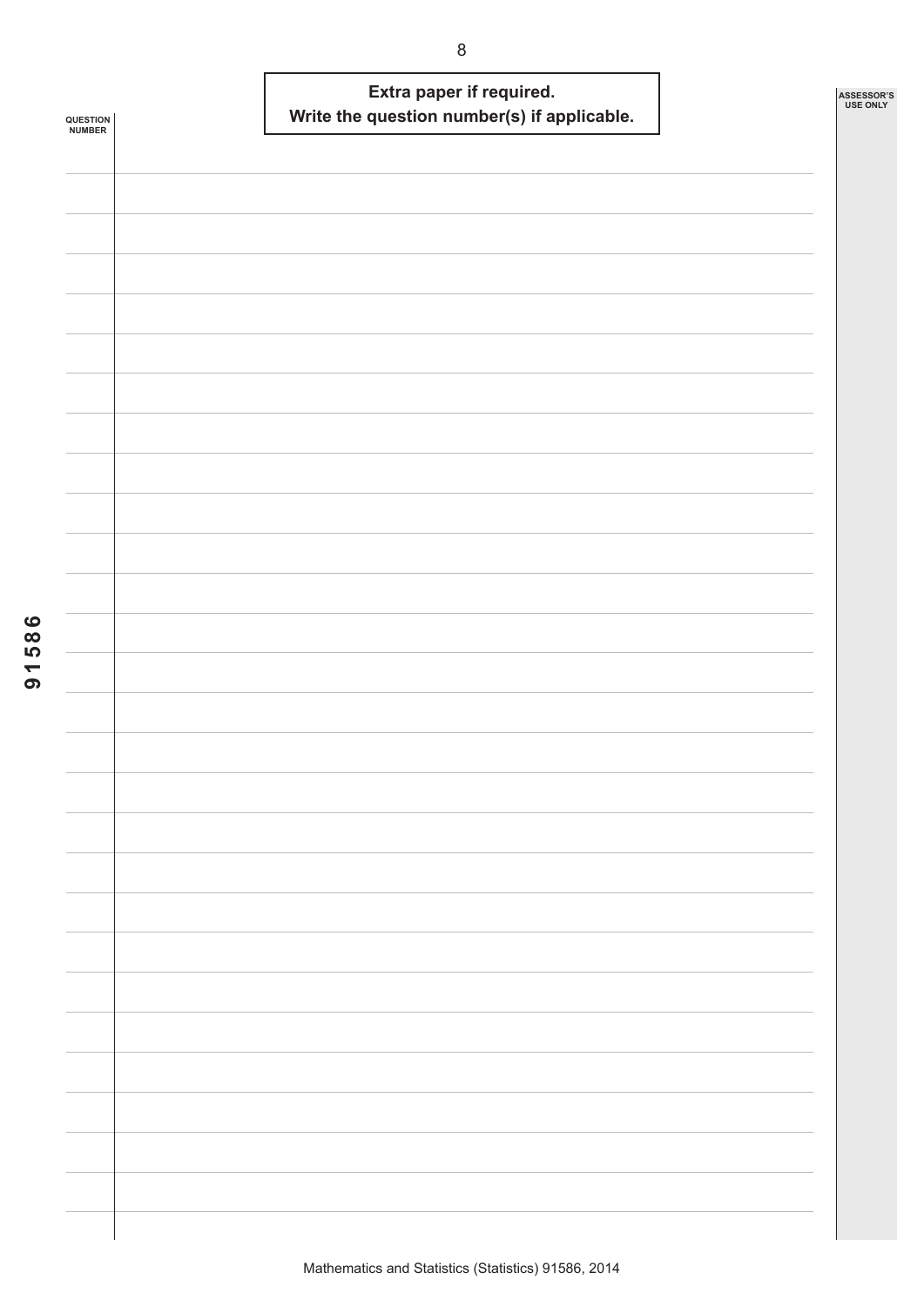**Extra paper if required.**
**Write the question number(s) if applicable.**

QUESTION NUMBER

ASSESSOR'S USE ONLY